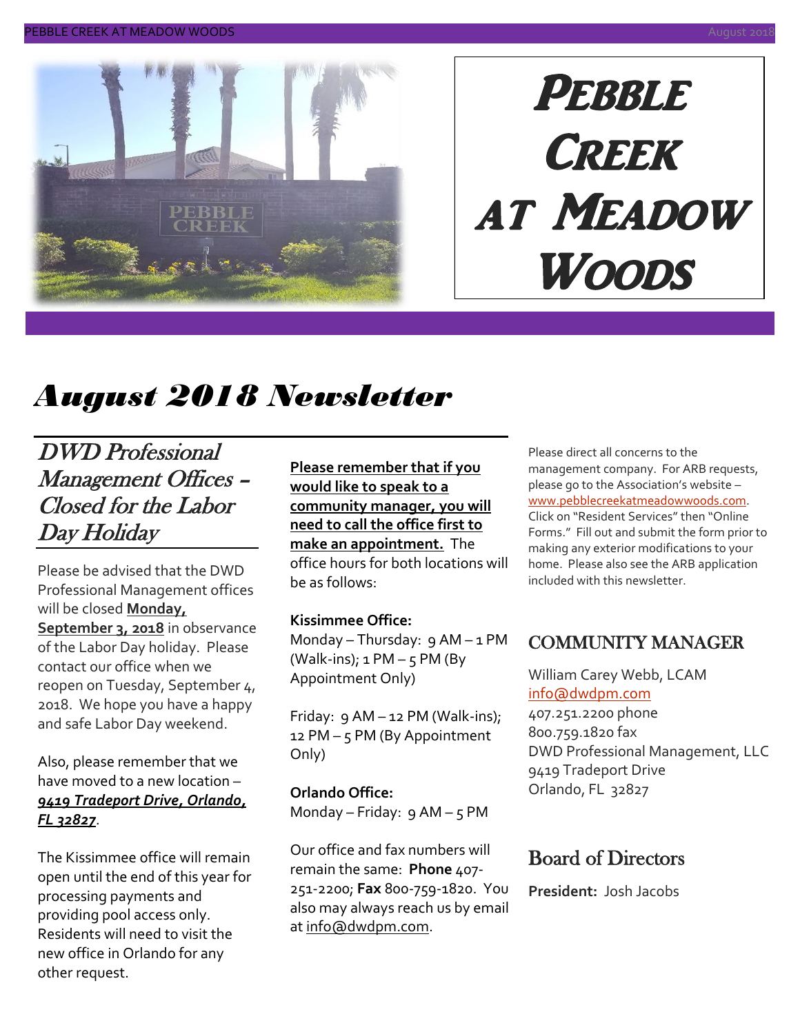# Pebble Creek at Meadow Woods

# August 2018 Newsletter

## DWD Professional Management Offices – Closed for the Labor Day Holiday

Please be advised that the DWD Professional Management offices will be closed **Monday, September 3, 2018** in observance of the Labor Day holiday. Please contact our office when we reopen on Tuesday, September 4, 2018. We hope you have a happy and safe Labor Day weekend.

Also, please remember that we have moved to a new location – ***9419 Tradeport Drive, Orlando, FL 32827***.

The Kissimmee office will remain open until the end of this year for processing payments and providing pool access only. Residents will need to visit the new office in Orlando for any other request.

**Please remember that if you would like to speak to a community manager, you will need to call the office first to make an appointment.** The office hours for both locations will be as follows:

**Kissimmee Office:**
Monday – Thursday: 9 AM – 1 PM (Walk-ins); 1 PM – 5 PM (By Appointment Only)

Friday: 9 AM – 12 PM (Walk-ins); 12 PM – 5 PM (By Appointment Only)

**Orlando Office:**
Monday – Friday: 9 AM – 5 PM

Our office and fax numbers will remain the same: **Phone** 407-251-2200; **Fax** 800-759-1820. You also may always reach us by email at info@dwdpm.com.

Please direct all concerns to the management company. For ARB requests, please go to the Association's website – www.pebblecreekatmeadowwoods.com. Click on "Resident Services" then "Online Forms." Fill out and submit the form prior to making any exterior modifications to your home. Please also see the ARB application included with this newsletter.

## COMMUNITY MANAGER

William Carey Webb, LCAM
info@dwdpm.com
407.251.2200 phone
800.759.1820 fax
DWD Professional Management, LLC
9419 Tradeport Drive
Orlando, FL 32827

## Board of Directors

**President:** Josh Jacobs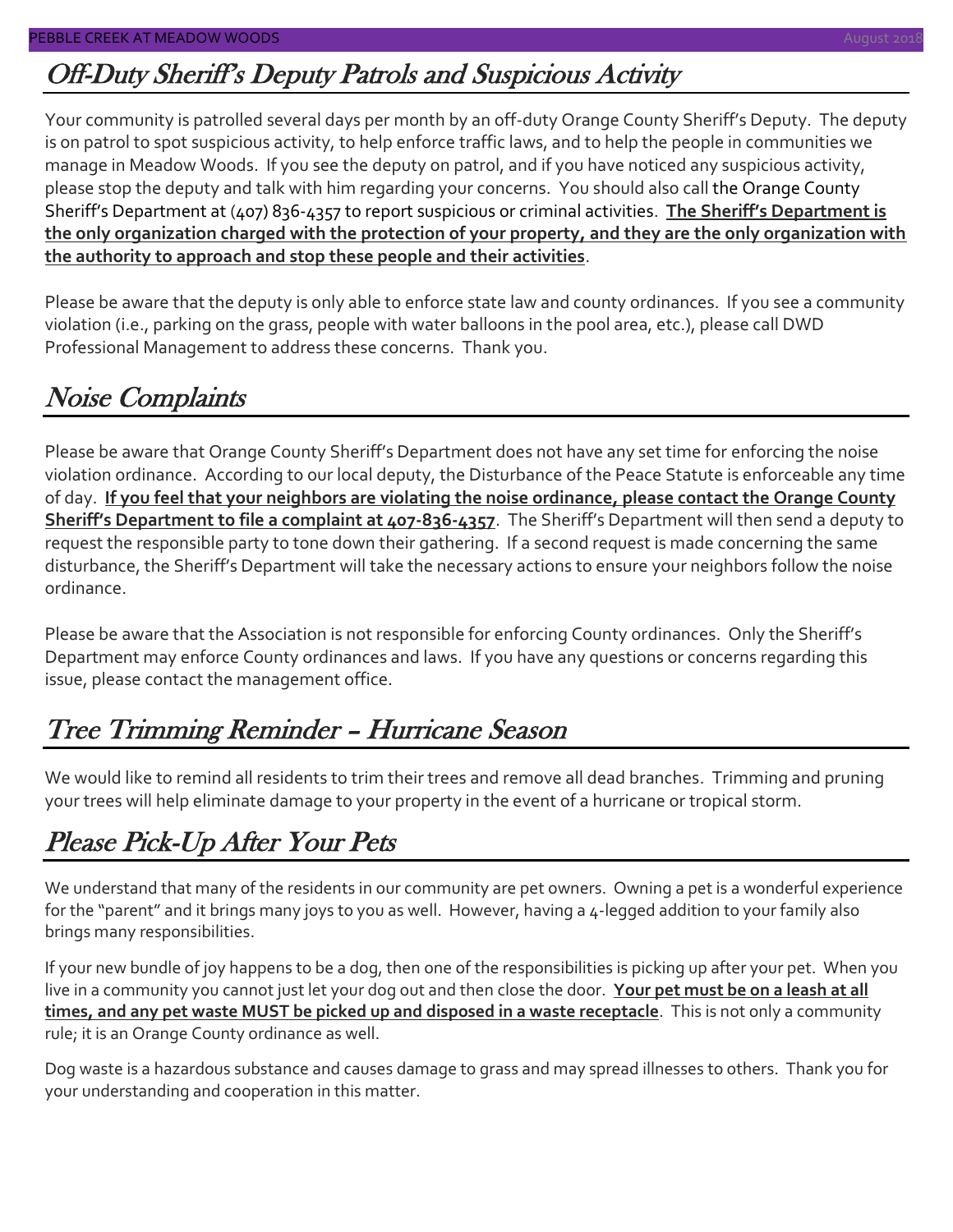## Off-Duty Sheriff's Deputy Patrols and Suspicious Activity

Your community is patrolled several days per month by an off-duty Orange County Sheriff's Deputy. The deputy is on patrol to spot suspicious activity, to help enforce traffic laws, and to help the people in communities we manage in Meadow Woods. If you see the deputy on patrol, and if you have noticed any suspicious activity, please stop the deputy and talk with him regarding your concerns. You should also call the Orange County Sheriff's Department at (407) 836-4357 to report suspicious or criminal activities. **The Sheriff's Department is the only organization charged with the protection of your property, and they are the only organization with the authority to approach and stop these people and their activities**.

Please be aware that the deputy is only able to enforce state law and county ordinances. If you see a community violation (i.e., parking on the grass, people with water balloons in the pool area, etc.), please call DWD Professional Management to address these concerns. Thank you.

## Noise Complaints

Please be aware that Orange County Sheriff's Department does not have any set time for enforcing the noise violation ordinance. According to our local deputy, the Disturbance of the Peace Statute is enforceable any time of day. **If you feel that your neighbors are violating the noise ordinance, please contact the Orange County Sheriff's Department to file a complaint at 407-836-4357**. The Sheriff's Department will then send a deputy to request the responsible party to tone down their gathering. If a second request is made concerning the same disturbance, the Sheriff's Department will take the necessary actions to ensure your neighbors follow the noise ordinance.

Please be aware that the Association is not responsible for enforcing County ordinances. Only the Sheriff's Department may enforce County ordinances and laws. If you have any questions or concerns regarding this issue, please contact the management office.

## Tree Trimming Reminder – Hurricane Season

We would like to remind all residents to trim their trees and remove all dead branches. Trimming and pruning your trees will help eliminate damage to your property in the event of a hurricane or tropical storm.

## Please Pick-Up After Your Pets

We understand that many of the residents in our community are pet owners. Owning a pet is a wonderful experience for the "parent" and it brings many joys to you as well. However, having a 4-legged addition to your family also brings many responsibilities.

If your new bundle of joy happens to be a dog, then one of the responsibilities is picking up after your pet. When you live in a community you cannot just let your dog out and then close the door. **Your pet must be on a leash at all times, and any pet waste MUST be picked up and disposed in a waste receptacle**. This is not only a community rule; it is an Orange County ordinance as well.

Dog waste is a hazardous substance and causes damage to grass and may spread illnesses to others. Thank you for your understanding and cooperation in this matter.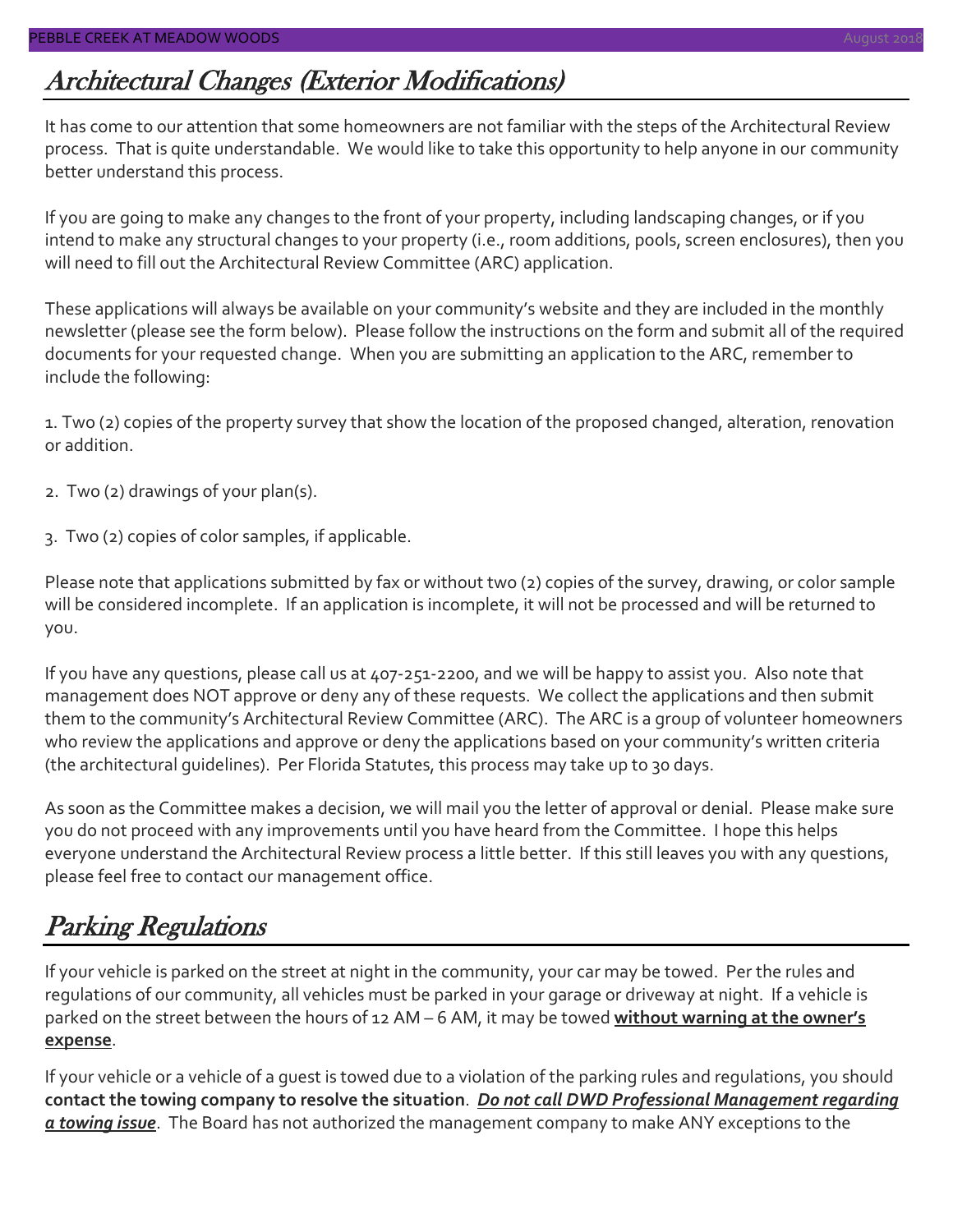## *Architectural Changes (Exterior Modifications)*

It has come to our attention that some homeowners are not familiar with the steps of the Architectural Review process. That is quite understandable. We would like to take this opportunity to help anyone in our community better understand this process.

If you are going to make any changes to the front of your property, including landscaping changes, or if you intend to make any structural changes to your property (i.e., room additions, pools, screen enclosures), then you will need to fill out the Architectural Review Committee (ARC) application.

These applications will always be available on your community's website and they are included in the monthly newsletter (please see the form below). Please follow the instructions on the form and submit all of the required documents for your requested change. When you are submitting an application to the ARC, remember to include the following:

1. Two (2) copies of the property survey that show the location of the proposed changed, alteration, renovation or addition.

2. Two (2) drawings of your plan(s).

3. Two (2) copies of color samples, if applicable.

Please note that applications submitted by fax or without two (2) copies of the survey, drawing, or color sample will be considered incomplete. If an application is incomplete, it will not be processed and will be returned to you.

If you have any questions, please call us at 407-251-2200, and we will be happy to assist you. Also note that management does NOT approve or deny any of these requests. We collect the applications and then submit them to the community's Architectural Review Committee (ARC). The ARC is a group of volunteer homeowners who review the applications and approve or deny the applications based on your community's written criteria (the architectural guidelines). Per Florida Statutes, this process may take up to 30 days.

As soon as the Committee makes a decision, we will mail you the letter of approval or denial. Please make sure you do not proceed with any improvements until you have heard from the Committee. I hope this helps everyone understand the Architectural Review process a little better. If this still leaves you with any questions, please feel free to contact our management office.

## *Parking Regulations*

If your vehicle is parked on the street at night in the community, your car may be towed. Per the rules and regulations of our community, all vehicles must be parked in your garage or driveway at night. If a vehicle is parked on the street between the hours of 12 AM – 6 AM, it may be towed **without warning at the owner's expense**.

If your vehicle or a vehicle of a guest is towed due to a violation of the parking rules and regulations, you should **contact the towing company to resolve the situation**. ***Do not call DWD Professional Management regarding a towing issue***. The Board has not authorized the management company to make ANY exceptions to the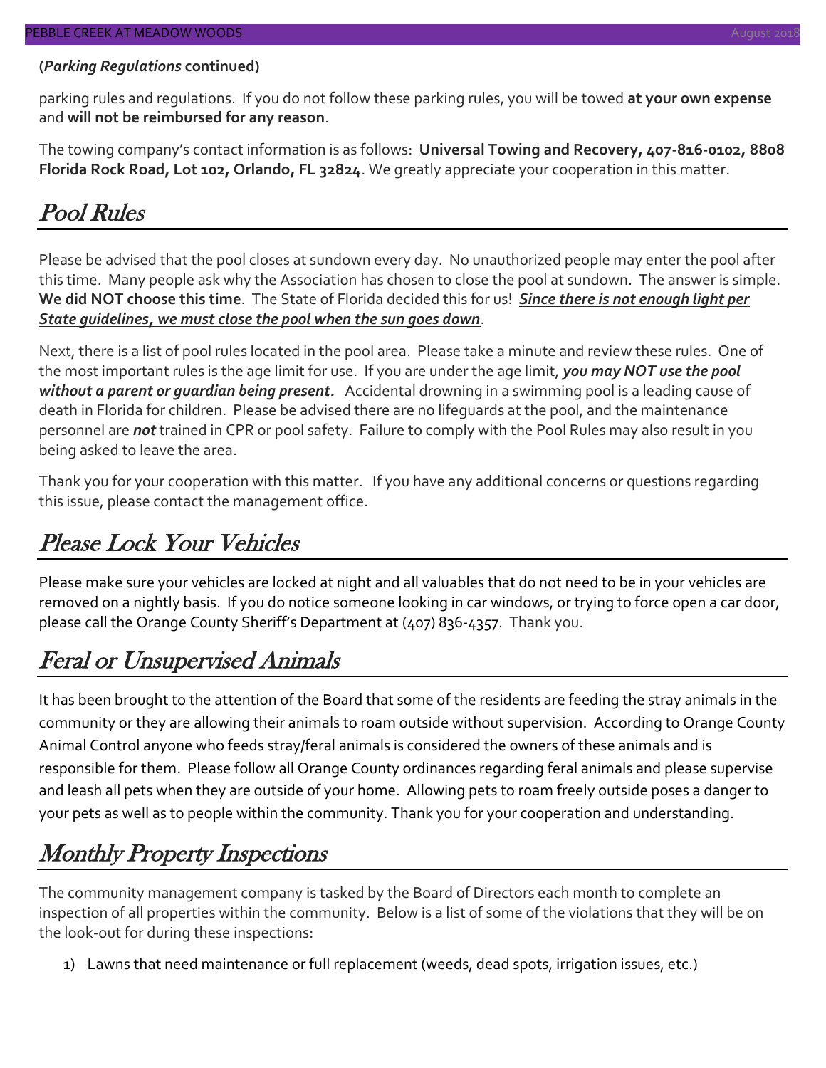**(*Parking Regulations* continued)**

parking rules and regulations. If you do not follow these parking rules, you will be towed **at your own expense** and **will not be reimbursed for any reason**.

The towing company's contact information is as follows: **Universal Towing and Recovery, 407-816-0102, 8808 Florida Rock Road, Lot 102, Orlando, FL 32824**. We greatly appreciate your cooperation in this matter.

## Pool Rules

Please be advised that the pool closes at sundown every day. No unauthorized people may enter the pool after this time. Many people ask why the Association has chosen to close the pool at sundown. The answer is simple. **We did NOT choose this time**. The State of Florida decided this for us! ***Since there is not enough light per State guidelines, we must close the pool when the sun goes down***.

Next, there is a list of pool rules located in the pool area. Please take a minute and review these rules. One of the most important rules is the age limit for use. If you are under the age limit, ***you may NOT use the pool without a parent or guardian being present.*** Accidental drowning in a swimming pool is a leading cause of death in Florida for children. Please be advised there are no lifeguards at the pool, and the maintenance personnel are ***not*** trained in CPR or pool safety. Failure to comply with the Pool Rules may also result in you being asked to leave the area.

Thank you for your cooperation with this matter. If you have any additional concerns or questions regarding this issue, please contact the management office.

## Please Lock Your Vehicles

Please make sure your vehicles are locked at night and all valuables that do not need to be in your vehicles are removed on a nightly basis. If you do notice someone looking in car windows, or trying to force open a car door, please call the Orange County Sheriff's Department at (407) 836-4357. Thank you.

## Feral or Unsupervised Animals

It has been brought to the attention of the Board that some of the residents are feeding the stray animals in the community or they are allowing their animals to roam outside without supervision. According to Orange County Animal Control anyone who feeds stray/feral animals is considered the owners of these animals and is responsible for them. Please follow all Orange County ordinances regarding feral animals and please supervise and leash all pets when they are outside of your home. Allowing pets to roam freely outside poses a danger to your pets as well as to people within the community. Thank you for your cooperation and understanding.

## Monthly Property Inspections

The community management company is tasked by the Board of Directors each month to complete an inspection of all properties within the community. Below is a list of some of the violations that they will be on the look-out for during these inspections:

1) Lawns that need maintenance or full replacement (weeds, dead spots, irrigation issues, etc.)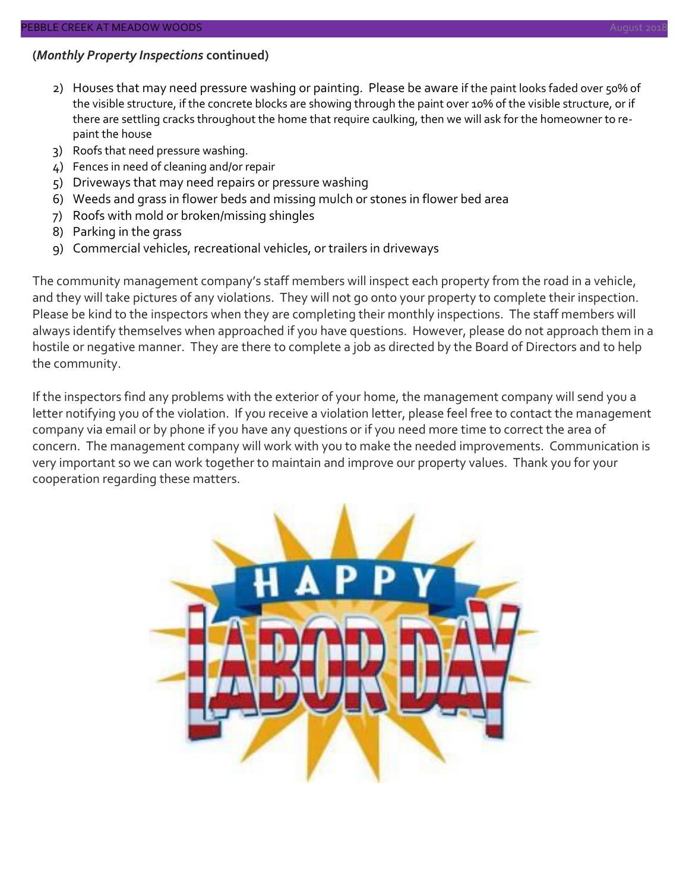**(*Monthly Property Inspections* continued)**

2) Houses that may need pressure washing or painting. Please be aware if the paint looks faded over 50% of the visible structure, if the concrete blocks are showing through the paint over 10% of the visible structure, or if there are settling cracks throughout the home that require caulking, then we will ask for the homeowner to re-paint the house
3) Roofs that need pressure washing.
4) Fences in need of cleaning and/or repair
5) Driveways that may need repairs or pressure washing
6) Weeds and grass in flower beds and missing mulch or stones in flower bed area
7) Roofs with mold or broken/missing shingles
8) Parking in the grass
9) Commercial vehicles, recreational vehicles, or trailers in driveways

The community management company's staff members will inspect each property from the road in a vehicle, and they will take pictures of any violations. They will not go onto your property to complete their inspection. Please be kind to the inspectors when they are completing their monthly inspections. The staff members will always identify themselves when approached if you have questions. However, please do not approach them in a hostile or negative manner. They are there to complete a job as directed by the Board of Directors and to help the community.

If the inspectors find any problems with the exterior of your home, the management company will send you a letter notifying you of the violation. If you receive a violation letter, please feel free to contact the management company via email or by phone if you have any questions or if you need more time to correct the area of concern. The management company will work with you to make the needed improvements. Communication is very important so we can work together to maintain and improve our property values. Thank you for your cooperation regarding these matters.

HAPPY LABOR DAY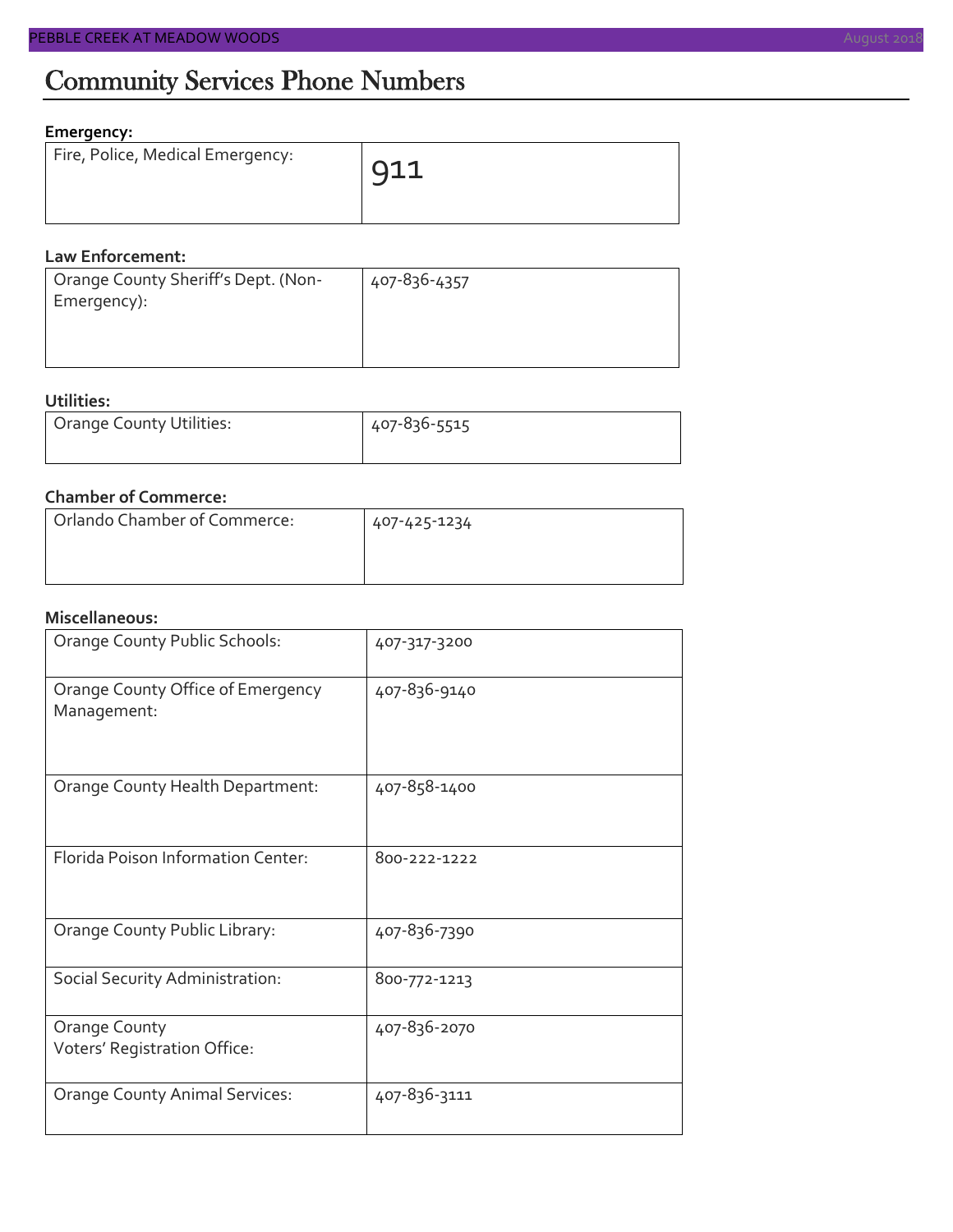# Community Services Phone Numbers

**Emergency:**

| | |
|---|---|
| Fire, Police, Medical Emergency: | 911 |

**Law Enforcement:**

| | |
|---|---|
| Orange County Sheriff's Dept. (Non-Emergency): | 407-836-4357 |

**Utilities:**

| | |
|---|---|
| Orange County Utilities: | 407-836-5515 |

**Chamber of Commerce:**

| | |
|---|---|
| Orlando Chamber of Commerce: | 407-425-1234 |

**Miscellaneous:**

| | |
|---|---|
| Orange County Public Schools: | 407-317-3200 |
| Orange County Office of Emergency Management: | 407-836-9140 |
| Orange County Health Department: | 407-858-1400 |
| Florida Poison Information Center: | 800-222-1222 |
| Orange County Public Library: | 407-836-7390 |
| Social Security Administration: | 800-772-1213 |
| Orange County Voters' Registration Office: | 407-836-2070 |
| Orange County Animal Services: | 407-836-3111 |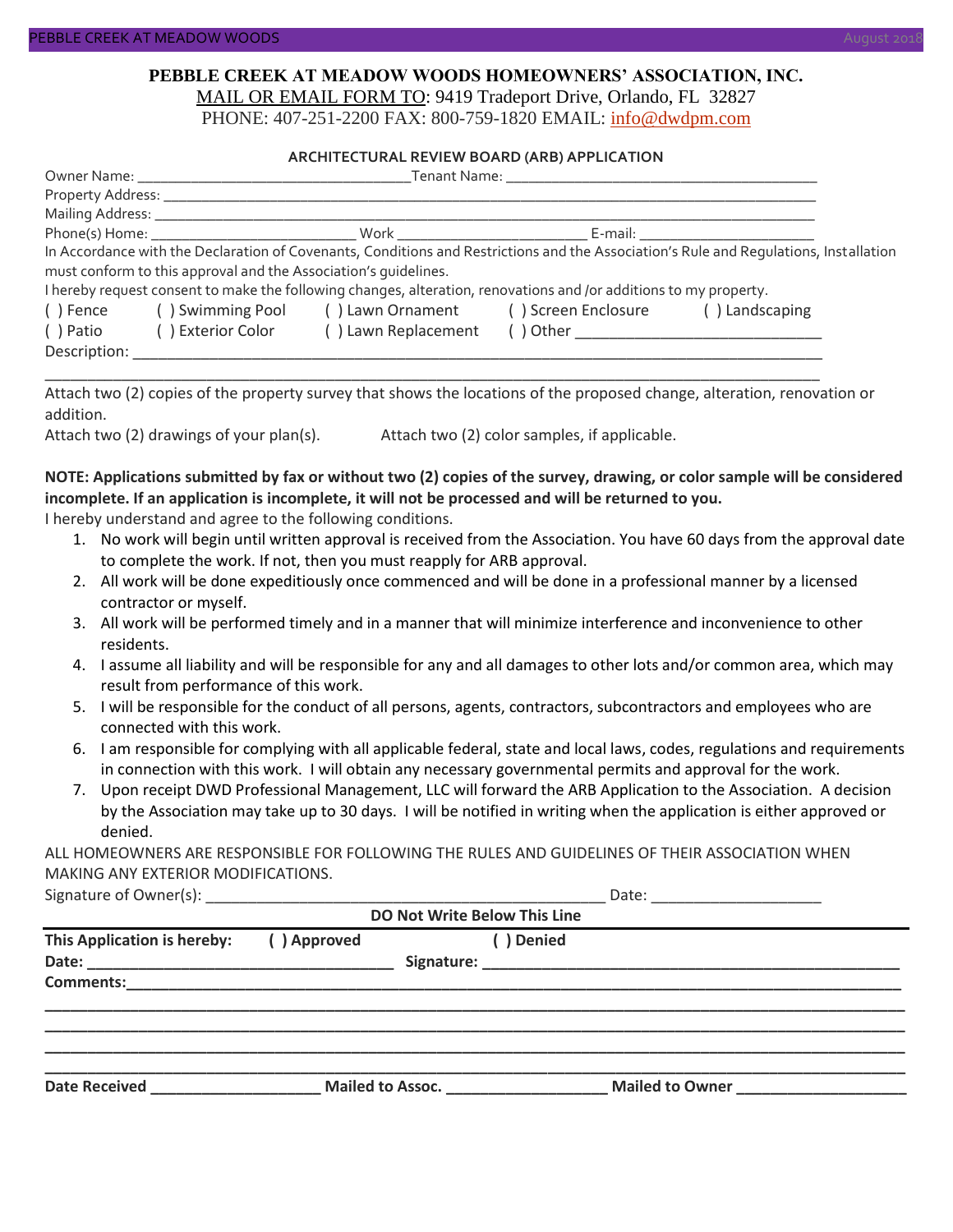# PEBBLE CREEK AT MEADOW WOODS HOMEOWNERS' ASSOCIATION, INC.

MAIL OR EMAIL FORM TO: 9419 Tradeport Drive, Orlando, FL 32827
PHONE: 407-251-2200 FAX: 800-759-1820 EMAIL: info@dwdpm.com

## ARCHITECTURAL REVIEW BOARD (ARB) APPLICATION

Owner Name: ___________________________________ Tenant Name: ________________________________________

Property Address: ______________________________________________________________________________

Mailing Address: _______________________________________________________________________________

Phone(s) Home: __________________________ Work ________________________ E-mail: ______________________

In Accordance with the Declaration of Covenants, Conditions and Restrictions and the Association's Rule and Regulations, Installation must conform to this approval and the Association's guidelines.

I hereby request consent to make the following changes, alteration, renovations and /or additions to my property.

( ) Fence ( ) Swimming Pool ( ) Lawn Ornament ( ) Screen Enclosure ( ) Landscaping
( ) Patio ( ) Exterior Color ( ) Lawn Replacement ( ) Other ______________________________

Description: ___________________________________________________________________________________

_______________________________________________________________________________________________

Attach two (2) copies of the property survey that shows the locations of the proposed change, alteration, renovation or addition.

Attach two (2) drawings of your plan(s). Attach two (2) color samples, if applicable.

**NOTE: Applications submitted by fax or without two (2) copies of the survey, drawing, or color sample will be considered incomplete. If an application is incomplete, it will not be processed and will be returned to you.**

I hereby understand and agree to the following conditions.

1. No work will begin until written approval is received from the Association. You have 60 days from the approval date to complete the work. If not, then you must reapply for ARB approval.
2. All work will be done expeditiously once commenced and will be done in a professional manner by a licensed contractor or myself.
3. All work will be performed timely and in a manner that will minimize interference and inconvenience to other residents.
4. I assume all liability and will be responsible for any and all damages to other lots and/or common area, which may result from performance of this work.
5. I will be responsible for the conduct of all persons, agents, contractors, subcontractors and employees who are connected with this work.
6. I am responsible for complying with all applicable federal, state and local laws, codes, regulations and requirements in connection with this work. I will obtain any necessary governmental permits and approval for the work.
7. Upon receipt DWD Professional Management, LLC will forward the ARB Application to the Association. A decision by the Association may take up to 30 days. I will be notified in writing when the application is either approved or denied.

ALL HOMEOWNERS ARE RESPONSIBLE FOR FOLLOWING THE RULES AND GUIDELINES OF THEIR ASSOCIATION WHEN MAKING ANY EXTERIOR MODIFICATIONS.

Signature of Owner(s): ________________________________________________ Date: ____________________

**DO Not Write Below This Line**

**This Application is hereby: ( ) Approved ( ) Denied**

**Date: ___________________________________ Signature: __________________________________________________**

**Comments:______________________________________________________________________________________________**

_______________________________________________________________________________________________

_______________________________________________________________________________________________

_______________________________________________________________________________________________

_______________________________________________________________________________________________

**Date Received ____________________ Mailed to Assoc. ___________________ Mailed to Owner ____________________**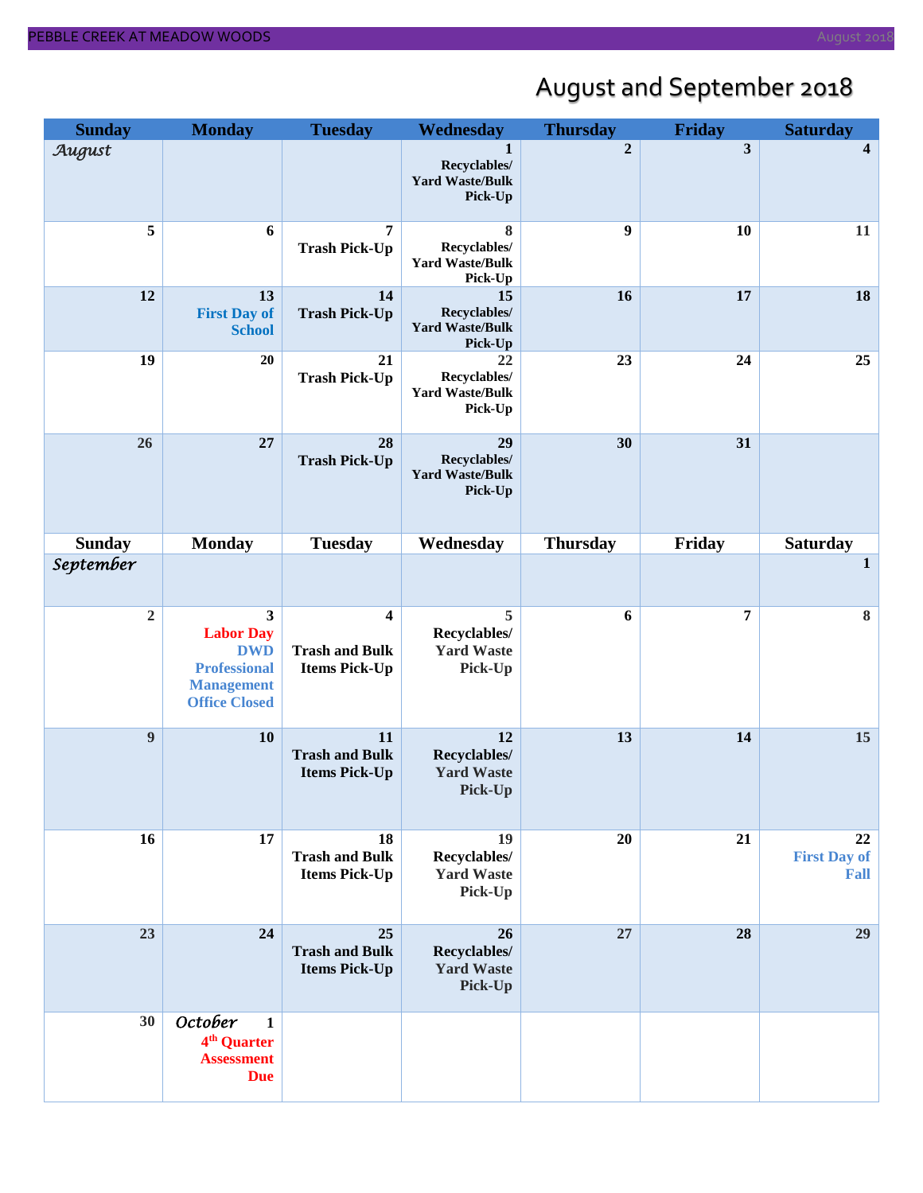# August and September 2018

| Sunday | Monday | Tuesday | Wednesday | Thursday | Friday | Saturday |
|---|---|---|---|---|---|---|
| *August* | | | 1 Recyclables/ Yard Waste/Bulk Pick-Up | 2 | 3 | 4 |
| 5 | 6 | 7 Trash Pick-Up | 8 Recyclables/ Yard Waste/Bulk Pick-Up | 9 | 10 | 11 |
| 12 | 13 First Day of School | 14 Trash Pick-Up | 15 Recyclables/ Yard Waste/Bulk Pick-Up | 16 | 17 | 18 |
| 19 | 20 | 21 Trash Pick-Up | 22 Recyclables/ Yard Waste/Bulk Pick-Up | 23 | 24 | 25 |
| 26 | 27 | 28 Trash Pick-Up | 29 Recyclables/ Yard Waste/Bulk Pick-Up | 30 | 31 | |
| **Sunday** | **Monday** | **Tuesday** | **Wednesday** | **Thursday** | **Friday** | **Saturday** |
| *September* | | | | | | 1 |
| 2 | 3 Labor Day DWD Professional Management Office Closed | 4 Trash and Bulk Items Pick-Up | 5 Recyclables/ Yard Waste Pick-Up | 6 | 7 | 8 |
| 9 | 10 | 11 Trash and Bulk Items Pick-Up | 12 Recyclables/ Yard Waste Pick-Up | 13 | 14 | 15 |
| 16 | 17 | 18 Trash and Bulk Items Pick-Up | 19 Recyclables/ Yard Waste Pick-Up | 20 | 21 | 22 First Day of Fall |
| 23 | 24 | 25 Trash and Bulk Items Pick-Up | 26 Recyclables/ Yard Waste Pick-Up | 27 | 28 | 29 |
| 30 | *October* 1 4th Quarter Assessment Due | | | | | |